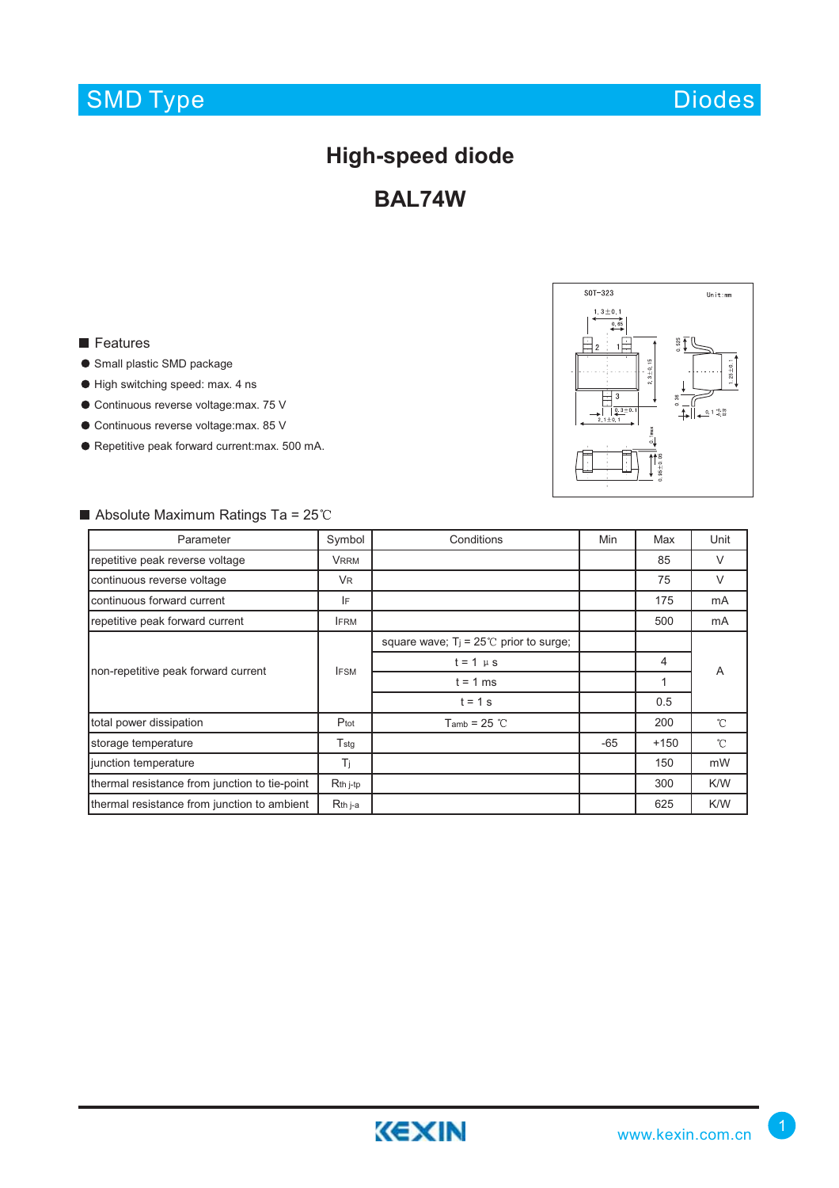# High-speed diode

# BAL74W

SOT-323

Unit:mm

## Features

- Small plastic SMD package
- High switching speed: max. 4 ns
- Continuous reverse voltage:max. 75 V
- Continuous reverse voltage:max. 85 V
- Repetitive peak forward current:max. 500 mA.

## Absolute Maximum Ratings Ta = 25℃

| Parameter | Symbol | Conditions | Min | Max | Unit |
|---|---|---|---|---|---|
| repetitive peak reverse voltage | $V_{RRM}$ | | | 85 | V |
| continuous reverse voltage | $V_R$ | | | 75 | V |
| continuous forward current | $I_F$ | | | 175 | mA |
| repetitive peak forward current | $I_{FRM}$ | | | 500 | mA |
| non-repetitive peak forward current | $I_{FSM}$ | square wave; $T_j$ = 25℃ prior to surge; | | | A |
| | | t = 1 μs | | 4 | |
| | | t = 1 ms | | 1 | |
| | | t = 1 s | | 0.5 | |
| total power dissipation | $P_{tot}$ | $T_{amb}$ = 25 ℃ | | 200 | ℃ |
| storage temperature | $T_{stg}$ | | -65 | +150 | ℃ |
| junction temperature | $T_j$ | | | 150 | mW |
| thermal resistance from junction to tie-point | $R_{th\ j\text{-}tp}$ | | | 300 | K/W |
| thermal resistance from junction to ambient | $R_{th\ j\text{-}a}$ | | | 625 | K/W |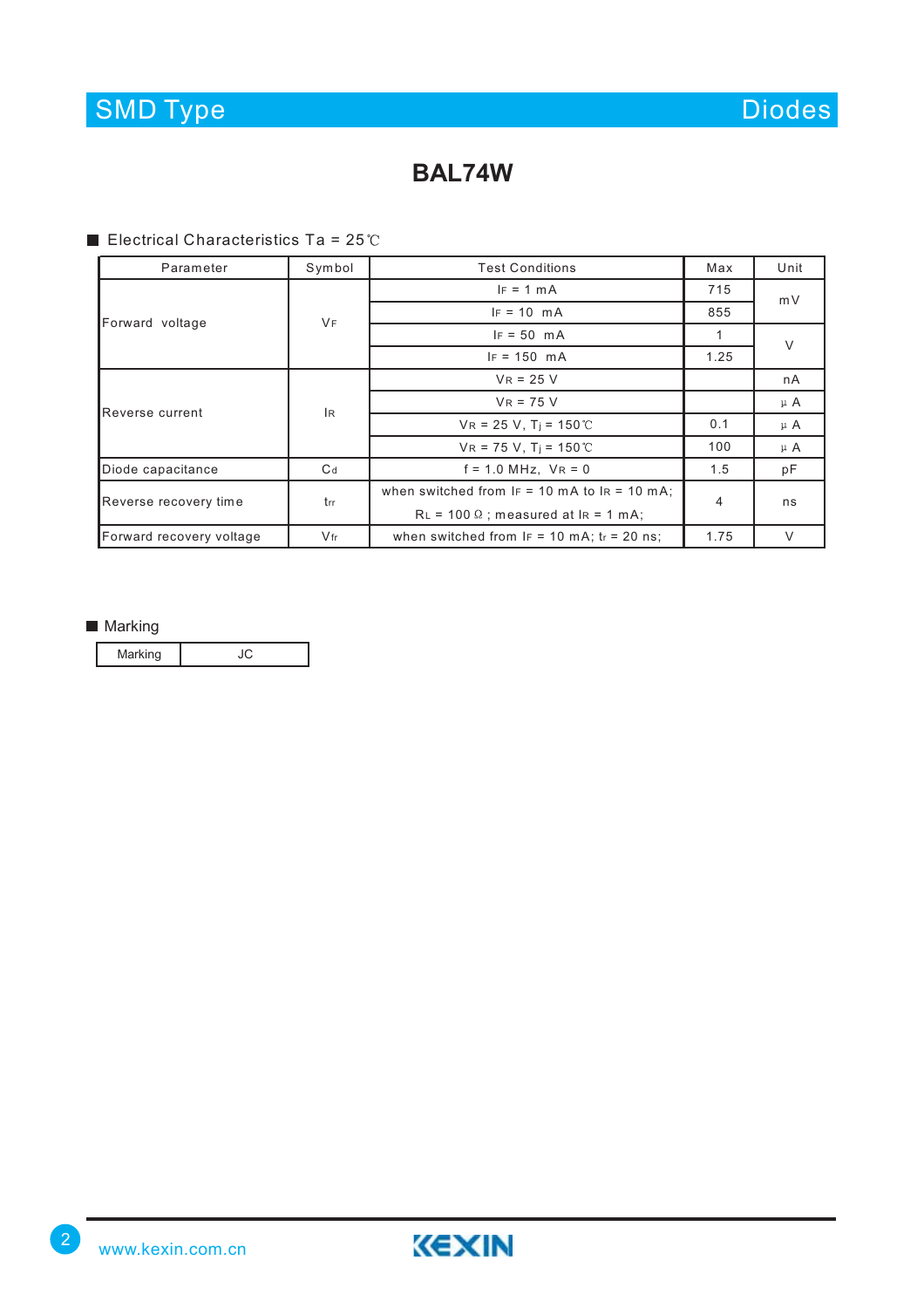# BAL74W

## Electrical Characteristics Ta = 25℃

| Parameter | Symbol | Test Conditions | Max | Unit |
|---|---|---|---|---|
| Forward voltage | $V_F$ | $I_F$ = 1 mA | 715 | mV |
| | | $I_F$ = 10 mA | 855 | |
| | | $I_F$ = 50 mA | 1 | V |
| | | $I_F$ = 150 mA | 1.25 | |
| Reverse current | $I_R$ | $V_R$ = 25 V | | nA |
| | | $V_R$ = 75 V | | μA |
| | | $V_R$ = 25 V, $T_j$ = 150℃ | 0.1 | μA |
| | | $V_R$ = 75 V, $T_j$ = 150℃ | 100 | μA |
| Diode capacitance | $C_d$ | f = 1.0 MHz, $V_R$ = 0 | 1.5 | pF |
| Reverse recovery time | $t_{rr}$ | when switched from $I_F$ = 10 mA to $I_R$ = 10 mA; $R_L$ = 100 Ω ; measured at $I_R$ = 1 mA; | 4 | ns |
| Forward recovery voltage | $V_{fr}$ | when switched from $I_F$ = 10 mA; $t_r$ = 20 ns; | 1.75 | V |

## Marking

| Marking | JC |
|---|---|